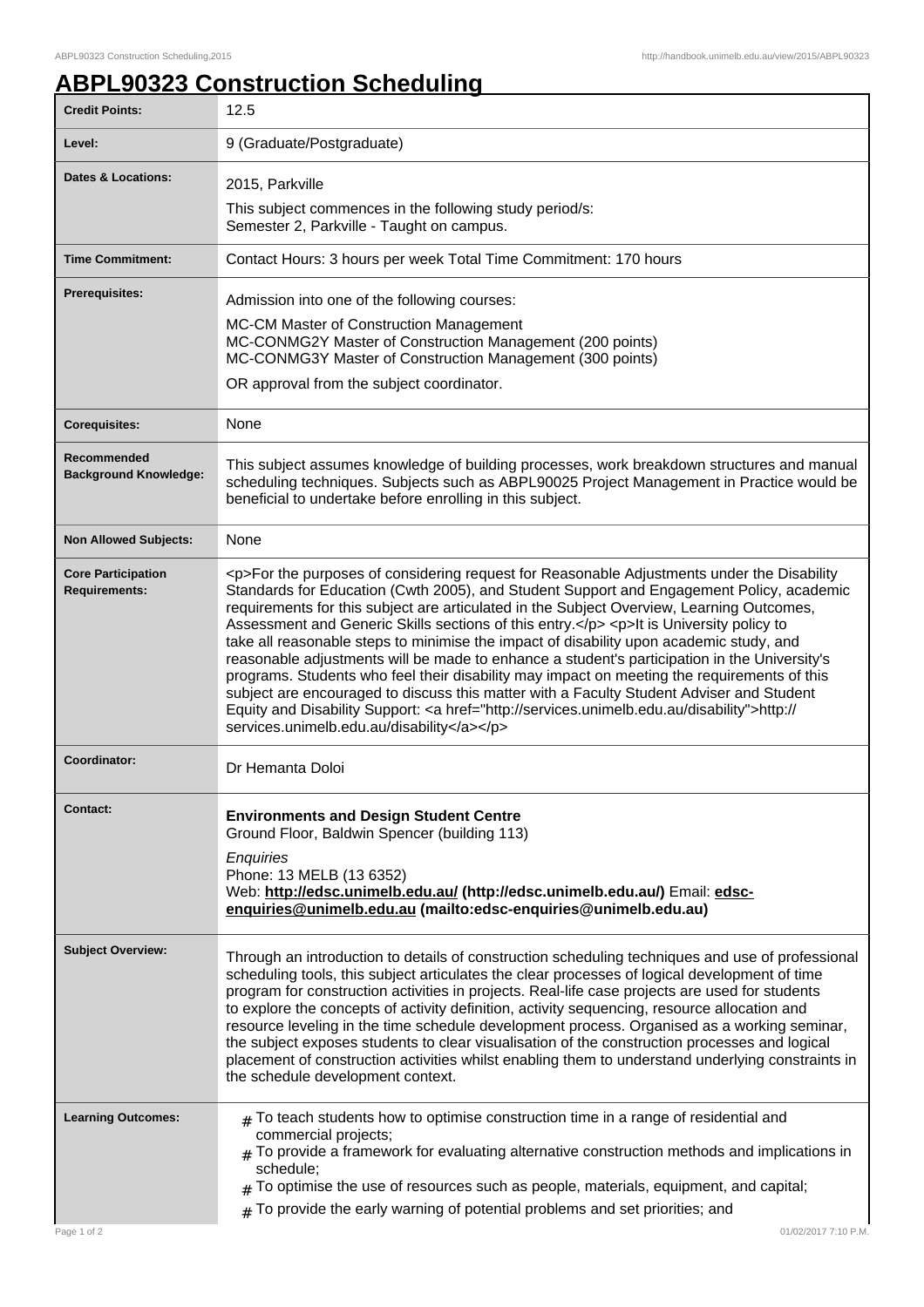# ABPL90323 Construction Scheduling

| | |
|---|---|
| **Credit Points:** | 12.5 |
| **Level:** | 9 (Graduate/Postgraduate) |
| **Dates & Locations:** | 2015, Parkville<br>This subject commences in the following study period/s:<br>Semester 2, Parkville - Taught on campus. |
| **Time Commitment:** | Contact Hours: 3 hours per week Total Time Commitment: 170 hours |
| **Prerequisites:** | Admission into one of the following courses:<br>MC-CM Master of Construction Management<br>MC-CONMG2Y Master of Construction Management (200 points)<br>MC-CONMG3Y Master of Construction Management (300 points)<br>OR approval from the subject coordinator. |
| **Corequisites:** | None |
| **Recommended Background Knowledge:** | This subject assumes knowledge of building processes, work breakdown structures and manual scheduling techniques. Subjects such as ABPL90025 Project Management in Practice would be beneficial to undertake before enrolling in this subject. |
| **Non Allowed Subjects:** | None |
| **Core Participation Requirements:** | <p>For the purposes of considering request for Reasonable Adjustments under the Disability Standards for Education (Cwth 2005), and Student Support and Engagement Policy, academic requirements for this subject are articulated in the Subject Overview, Learning Outcomes, Assessment and Generic Skills sections of this entry.</p> <p>It is University policy to take all reasonable steps to minimise the impact of disability upon academic study, and reasonable adjustments will be made to enhance a student's participation in the University's programs. Students who feel their disability may impact on meeting the requirements of this subject are encouraged to discuss this matter with a Faculty Student Adviser and Student Equity and Disability Support: <a href="http://services.unimelb.edu.au/disability">http://services.unimelb.edu.au/disability</a></p> |
| **Coordinator:** | Dr Hemanta Doloi |
| **Contact:** | **Environments and Design Student Centre**<br>Ground Floor, Baldwin Spencer (building 113)<br>*Enquiries*<br>Phone: 13 MELB (13 6352)<br>Web: **http://edsc.unimelb.edu.au/ (http://edsc.unimelb.edu.au/)** Email: **edsc-enquiries@unimelb.edu.au (mailto:edsc-enquiries@unimelb.edu.au)** |
| **Subject Overview:** | Through an introduction to details of construction scheduling techniques and use of professional scheduling tools, this subject articulates the clear processes of logical development of time program for construction activities in projects. Real-life case projects are used for students to explore the concepts of activity definition, activity sequencing, resource allocation and resource leveling in the time schedule development process. Organised as a working seminar, the subject exposes students to clear visualisation of the construction processes and logical placement of construction activities whilst enabling them to understand underlying constraints in the schedule development context. |
| **Learning Outcomes:** | # To teach students how to optimise construction time in a range of residential and commercial projects;<br># To provide a framework for evaluating alternative construction methods and implications in schedule;<br># To optimise the use of resources such as people, materials, equipment, and capital;<br># To provide the early warning of potential problems and set priorities; and |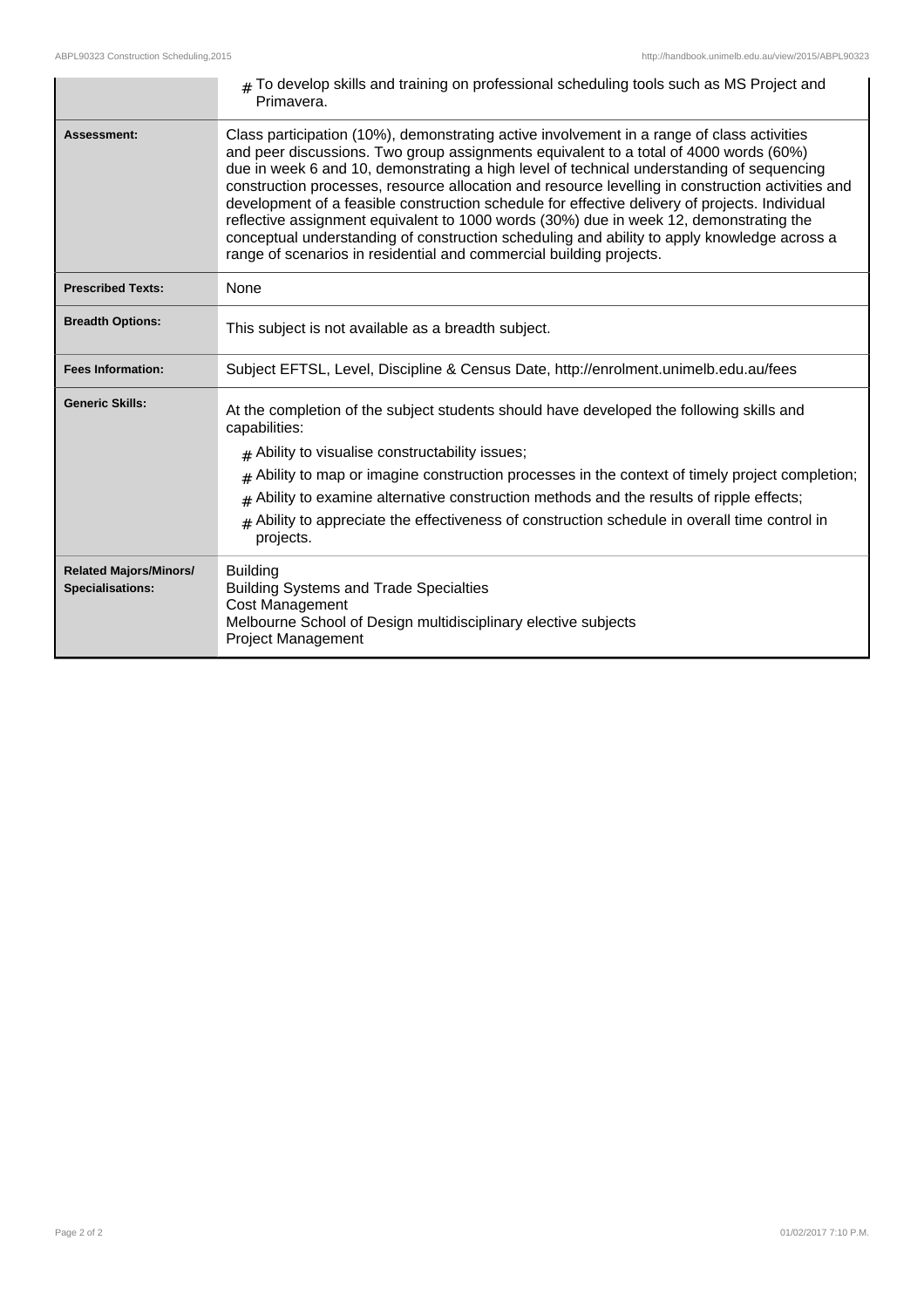| | |
|---|---|
| | # To develop skills and training on professional scheduling tools such as MS Project and Primavera. |
| **Assessment:** | Class participation (10%), demonstrating active involvement in a range of class activities and peer discussions. Two group assignments equivalent to a total of 4000 words (60%) due in week 6 and 10, demonstrating a high level of technical understanding of sequencing construction processes, resource allocation and resource levelling in construction activities and development of a feasible construction schedule for effective delivery of projects. Individual reflective assignment equivalent to 1000 words (30%) due in week 12, demonstrating the conceptual understanding of construction scheduling and ability to apply knowledge across a range of scenarios in residential and commercial building projects. |
| **Prescribed Texts:** | None |
| **Breadth Options:** | This subject is not available as a breadth subject. |
| **Fees Information:** | Subject EFTSL, Level, Discipline & Census Date, http://enrolment.unimelb.edu.au/fees |
| **Generic Skills:** | At the completion of the subject students should have developed the following skills and capabilities: <br> # Ability to visualise constructability issues; <br> # Ability to map or imagine construction processes in the context of timely project completion; <br> # Ability to examine alternative construction methods and the results of ripple effects; <br> # Ability to appreciate the effectiveness of construction schedule in overall time control in projects. |
| **Related Majors/Minors/ Specialisations:** | Building <br> Building Systems and Trade Specialties <br> Cost Management <br> Melbourne School of Design multidisciplinary elective subjects <br> Project Management |